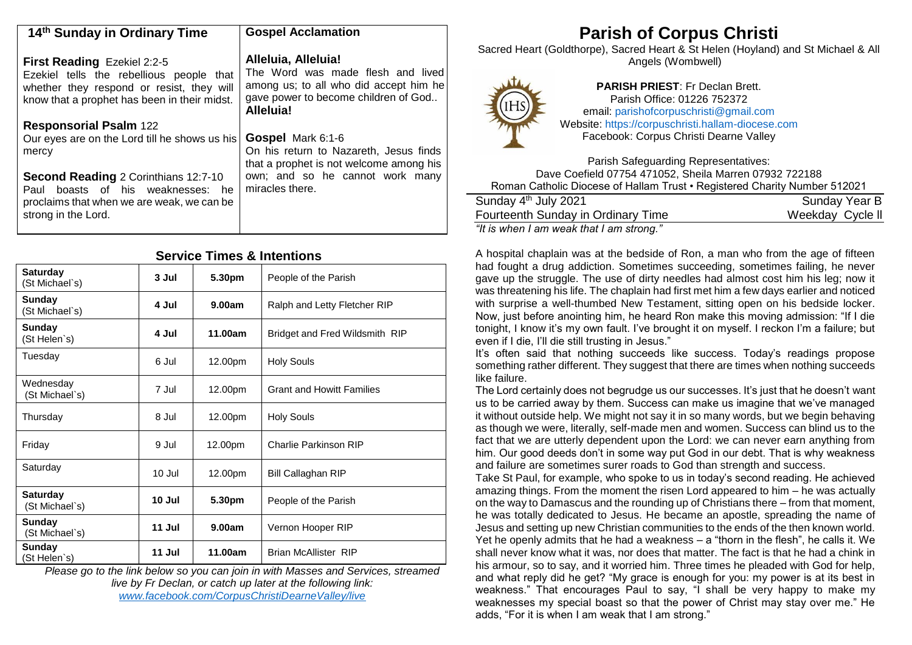## 14th Sunday in Ordinary Time

**First Reading** Ezekiel 2:2-5
Ezekiel tells the rebellious people that whether they respond or resist, they will know that a prophet has been in their midst.

**Responsorial Psalm** 122
Our eyes are on the Lord till he shows us his mercy

**Second Reading** 2 Corinthians 12:7-10
Paul boasts of his weaknesses: he proclaims that when we are weak, we can be strong in the Lord.

## Gospel Acclamation

**Alleluia, Alleluia!**
The Word was made flesh and lived among us; to all who did accept him he gave power to become children of God..
**Alleluia!**

**Gospel** Mark 6:1-6
On his return to Nazareth, Jesus finds that a prophet is not welcome among his own; and so he cannot work many miracles there.

## Service Times & Intentions

| | | | |
|---|---|---|---|
| **Saturday** (St Michael`s) | **3 Jul** | **5.30pm** | People of the Parish |
| **Sunday** (St Michael`s) | **4 Jul** | **9.00am** | Ralph and Letty Fletcher RIP |
| **Sunday** (St Helen`s) | **4 Jul** | **11.00am** | Bridget and Fred Wildsmith RIP |
| Tuesday | 6 Jul | 12.00pm | Holy Souls |
| Wednesday (St Michael`s) | 7 Jul | 12.00pm | Grant and Howitt Families |
| Thursday | 8 Jul | 12.00pm | Holy Souls |
| Friday | 9 Jul | 12.00pm | Charlie Parkinson RIP |
| Saturday | 10 Jul | 12.00pm | Bill Callaghan RIP |
| **Saturday** (St Michael`s) | **10 Jul** | **5.30pm** | People of the Parish |
| **Sunday** (St Michael`s) | **11 Jul** | **9.00am** | Vernon Hooper RIP |
| **Sunday** (St Helen`s) | **11 Jul** | **11.00am** | Brian McAllister RIP |

*Please go to the link below so you can join in with Masses and Services, streamed live by Fr Declan, or catch up later at the following link:*
*www.facebook.com/CorpusChristiDearneValley/live*

# Parish of Corpus Christi

Sacred Heart (Goldthorpe), Sacred Heart & St Helen (Hoyland) and St Michael & All Angels (Wombwell)

**PARISH PRIEST**: Fr Declan Brett.
Parish Office: 01226 752372
email: parishofcorpuschristi@gmail.com
Website: https://corpuschristi.hallam-diocese.com
Facebook: Corpus Christi Dearne Valley

Parish Safeguarding Representatives:
Dave Coefield 07754 471052, Sheila Marren 07932 722188
Roman Catholic Diocese of Hallam Trust • Registered Charity Number 512021

Sunday 4th July 2021 — Sunday Year B
Fourteenth Sunday in Ordinary Time — Weekday Cycle II

*"It is when I am weak that I am strong."*

A hospital chaplain was at the bedside of Ron, a man who from the age of fifteen had fought a drug addiction. Sometimes succeeding, sometimes failing, he never gave up the struggle. The use of dirty needles had almost cost him his leg; now it was threatening his life. The chaplain had first met him a few days earlier and noticed with surprise a well-thumbed New Testament, sitting open on his bedside locker. Now, just before anointing him, he heard Ron make this moving admission: "If I die tonight, I know it's my own fault. I've brought it on myself. I reckon I'm a failure; but even if I die, I'll die still trusting in Jesus."

It's often said that nothing succeeds like success. Today's readings propose something rather different. They suggest that there are times when nothing succeeds like failure.

The Lord certainly does not begrudge us our successes. It's just that he doesn't want us to be carried away by them. Success can make us imagine that we've managed it without outside help. We might not say it in so many words, but we begin behaving as though we were, literally, self-made men and women. Success can blind us to the fact that we are utterly dependent upon the Lord: we can never earn anything from him. Our good deeds don't in some way put God in our debt. That is why weakness and failure are sometimes surer roads to God than strength and success.

Take St Paul, for example, who spoke to us in today's second reading. He achieved amazing things. From the moment the risen Lord appeared to him – he was actually on the way to Damascus and the rounding up of Christians there – from that moment, he was totally dedicated to Jesus. He became an apostle, spreading the name of Jesus and setting up new Christian communities to the ends of the then known world. Yet he openly admits that he had a weakness – a "thorn in the flesh", he calls it. We shall never know what it was, nor does that matter. The fact is that he had a chink in his armour, so to say, and it worried him. Three times he pleaded with God for help, and what reply did he get? "My grace is enough for you: my power is at its best in weakness." That encourages Paul to say, "I shall be very happy to make my weaknesses my special boast so that the power of Christ may stay over me." He adds, "For it is when I am weak that I am strong."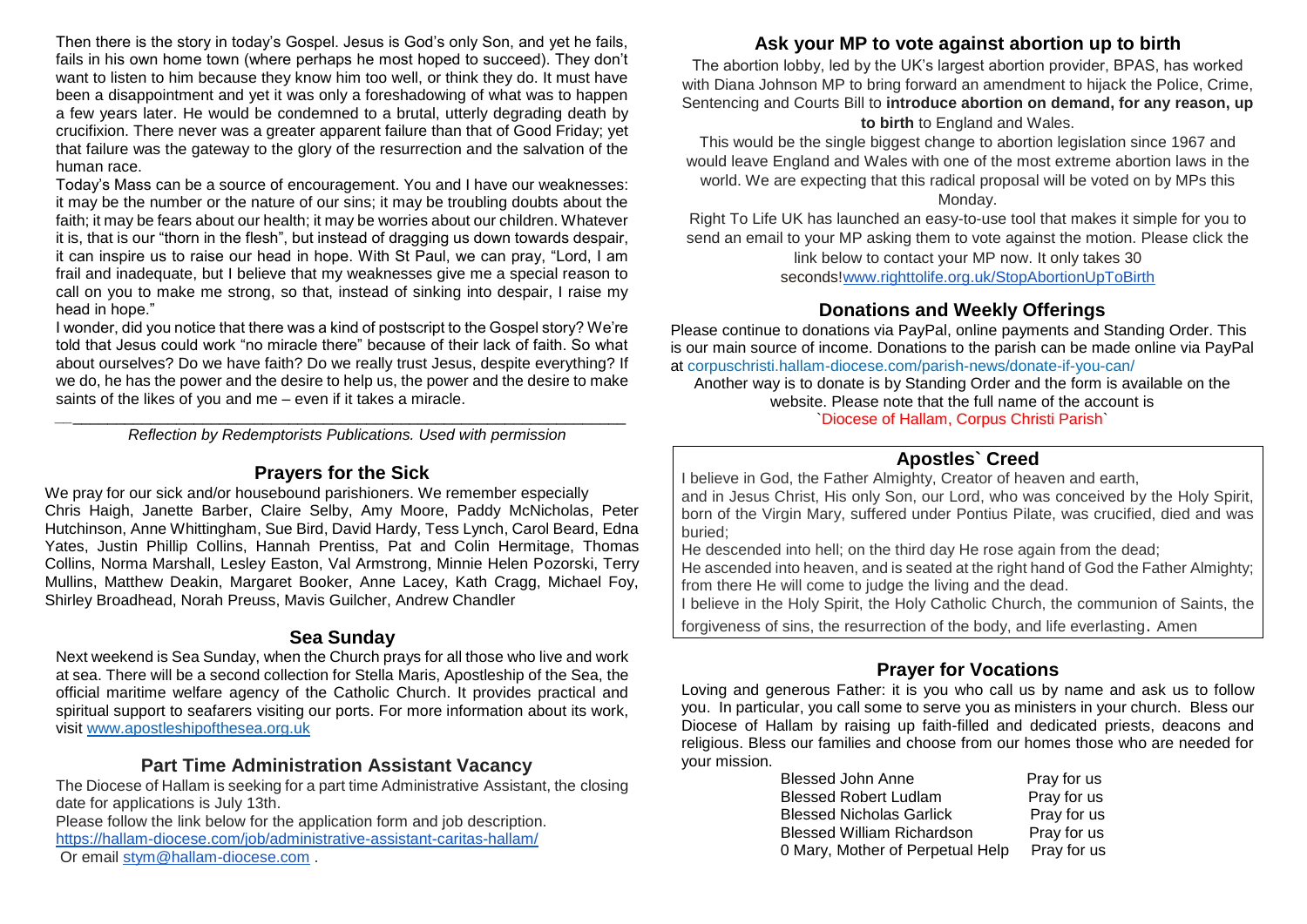Then there is the story in today's Gospel. Jesus is God's only Son, and yet he fails, fails in his own home town (where perhaps he most hoped to succeed). They don't want to listen to him because they know him too well, or think they do. It must have been a disappointment and yet it was only a foreshadowing of what was to happen a few years later. He would be condemned to a brutal, utterly degrading death by crucifixion. There never was a greater apparent failure than that of Good Friday; yet that failure was the gateway to the glory of the resurrection and the salvation of the human race.

Today's Mass can be a source of encouragement. You and I have our weaknesses: it may be the number or the nature of our sins; it may be troubling doubts about the faith; it may be fears about our health; it may be worries about our children. Whatever it is, that is our "thorn in the flesh", but instead of dragging us down towards despair, it can inspire us to raise our head in hope. With St Paul, we can pray, "Lord, I am frail and inadequate, but I believe that my weaknesses give me a special reason to call on you to make me strong, so that, instead of sinking into despair, I raise my head in hope."

I wonder, did you notice that there was a kind of postscript to the Gospel story? We're told that Jesus could work "no miracle there" because of their lack of faith. So what about ourselves? Do we have faith? Do we really trust Jesus, despite everything? If we do, he has the power and the desire to help us, the power and the desire to make saints of the likes of you and me – even if it takes a miracle.

---

*Reflection by Redemptorists Publications. Used with permission*

## Prayers for the Sick

We pray for our sick and/or housebound parishioners. We remember especially Chris Haigh, Janette Barber, Claire Selby, Amy Moore, Paddy McNicholas, Peter Hutchinson, Anne Whittingham, Sue Bird, David Hardy, Tess Lynch, Carol Beard, Edna Yates, Justin Phillip Collins, Hannah Prentiss, Pat and Colin Hermitage, Thomas Collins, Norma Marshall, Lesley Easton, Val Armstrong, Minnie Helen Pozorski, Terry Mullins, Matthew Deakin, Margaret Booker, Anne Lacey, Kath Cragg, Michael Foy, Shirley Broadhead, Norah Preuss, Mavis Guilcher, Andrew Chandler

## Sea Sunday

Next weekend is Sea Sunday, when the Church prays for all those who live and work at sea. There will be a second collection for Stella Maris, Apostleship of the Sea, the official maritime welfare agency of the Catholic Church. It provides practical and spiritual support to seafarers visiting our ports. For more information about its work, visit www.apostleshipofthesea.org.uk

## Part Time Administration Assistant Vacancy

The Diocese of Hallam is seeking for a part time Administrative Assistant, the closing date for applications is July 13th.

Please follow the link below for the application form and job description.
https://hallam-diocese.com/job/administrative-assistant-caritas-hallam/
Or email stym@hallam-diocese.com .

## Ask your MP to vote against abortion up to birth

The abortion lobby, led by the UK's largest abortion provider, BPAS, has worked with Diana Johnson MP to bring forward an amendment to hijack the Police, Crime, Sentencing and Courts Bill to **introduce abortion on demand, for any reason, up to birth** to England and Wales.

This would be the single biggest change to abortion legislation since 1967 and would leave England and Wales with one of the most extreme abortion laws in the world. We are expecting that this radical proposal will be voted on by MPs this Monday.

Right To Life UK has launched an easy-to-use tool that makes it simple for you to send an email to your MP asking them to vote against the motion. Please click the link below to contact your MP now. It only takes 30 seconds!www.righttolife.org.uk/StopAbortionUpToBirth

## Donations and Weekly Offerings

Please continue to donations via PayPal, online payments and Standing Order. This is our main source of income. Donations to the parish can be made online via PayPal at corpuschristi.hallam-diocese.com/parish-news/donate-if-you-can/

Another way is to donate is by Standing Order and the form is available on the website. Please note that the full name of the account is
`Diocese of Hallam, Corpus Christi Parish`

## Apostles` Creed

I believe in God, the Father Almighty, Creator of heaven and earth,
and in Jesus Christ, His only Son, our Lord, who was conceived by the Holy Spirit, born of the Virgin Mary, suffered under Pontius Pilate, was crucified, died and was buried;
He descended into hell; on the third day He rose again from the dead;
He ascended into heaven, and is seated at the right hand of God the Father Almighty; from there He will come to judge the living and the dead.
I believe in the Holy Spirit, the Holy Catholic Church, the communion of Saints, the forgiveness of sins, the resurrection of the body, and life everlasting. Amen

## Prayer for Vocations

Loving and generous Father: it is you who call us by name and ask us to follow you. In particular, you call some to serve you as ministers in your church. Bless our Diocese of Hallam by raising up faith-filled and dedicated priests, deacons and religious. Bless our families and choose from our homes those who are needed for your mission.

| | |
|---|---|
| Blessed John Anne | Pray for us |
| Blessed Robert Ludlam | Pray for us |
| Blessed Nicholas Garlick | Pray for us |
| Blessed William Richardson | Pray for us |
| 0 Mary, Mother of Perpetual Help | Pray for us |